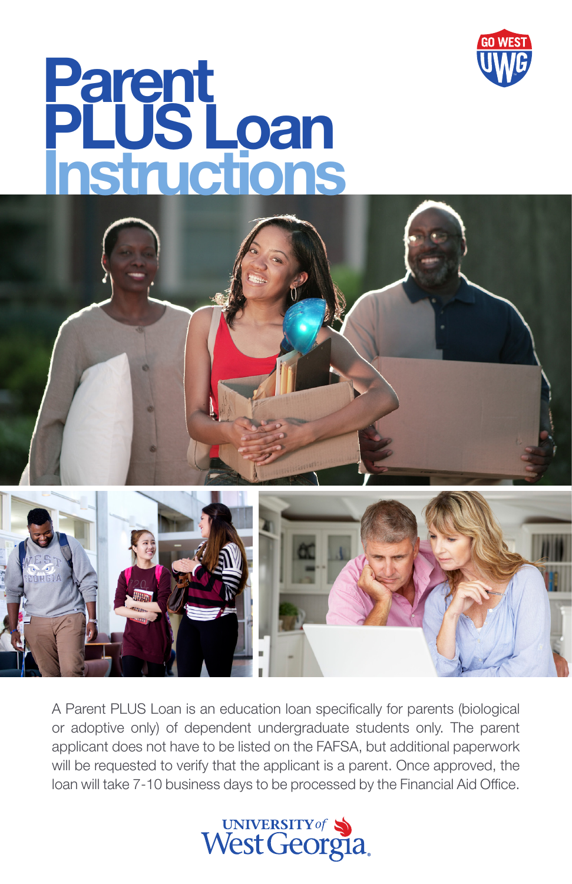# Parent PLUS Loan Instructions

A Parent PLUS Loan is an education loan specifically for parents (biological or adoptive only) of dependent undergraduate students only. The parent applicant does not have to be listed on the FAFSA, but additional paperwork will be requested to verify that the applicant is a parent. Once approved, the loan will take 7-10 business days to be processed by the Financial Aid Office.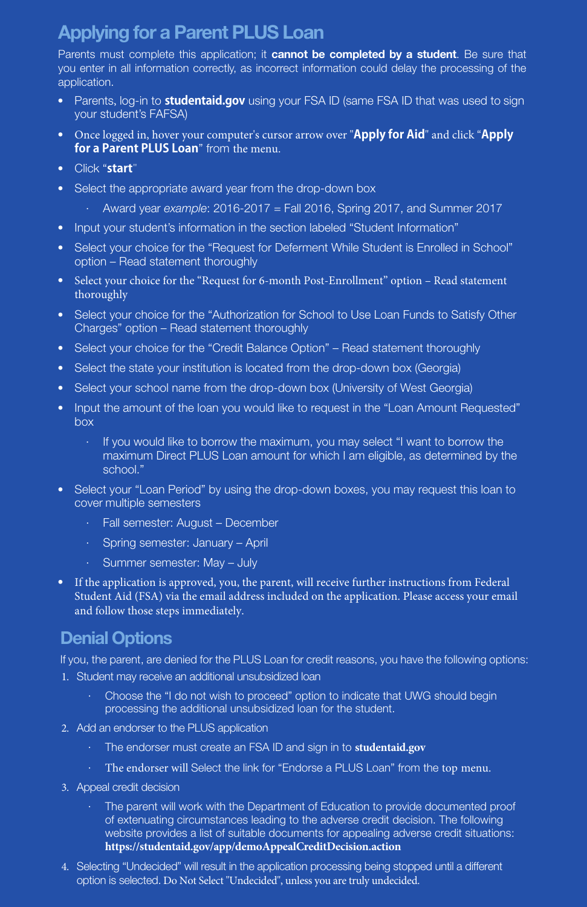## Applying for a Parent PLUS Loan

Parents must complete this application; it **cannot be completed by a student**. Be sure that you enter in all information correctly, as incorrect information could delay the processing of the application.

- Parents, log-in to **studentaid.gov** using your FSA ID (same FSA ID that was used to sign your student's FAFSA)
- Once logged in, hover your computer's cursor arrow over "**Apply for Aid**" and click "**Apply for a Parent PLUS Loan**" from the menu.
- Click "**start**"
- Select the appropriate award year from the drop-down box
  - Award year *example*: 2016-2017 = Fall 2016, Spring 2017, and Summer 2017
- Input your student's information in the section labeled "Student Information"
- Select your choice for the "Request for Deferment While Student is Enrolled in School" option – Read statement thoroughly
- Select your choice for the "Request for 6-month Post-Enrollment" option – Read statement thoroughly
- Select your choice for the "Authorization for School to Use Loan Funds to Satisfy Other Charges" option – Read statement thoroughly
- Select your choice for the "Credit Balance Option" – Read statement thoroughly
- Select the state your institution is located from the drop-down box (Georgia)
- Select your school name from the drop-down box (University of West Georgia)
- Input the amount of the loan you would like to request in the "Loan Amount Requested" box
  - If you would like to borrow the maximum, you may select "I want to borrow the maximum Direct PLUS Loan amount for which I am eligible, as determined by the school."
- Select your "Loan Period" by using the drop-down boxes, you may request this loan to cover multiple semesters
  - Fall semester: August – December
  - Spring semester: January – April
  - Summer semester: May – July
- If the application is approved, you, the parent, will receive further instructions from Federal Student Aid (FSA) via the email address included on the application. Please access your email and follow those steps immediately.

## Denial Options

If you, the parent, are denied for the PLUS Loan for credit reasons, you have the following options:

1. Student may receive an additional unsubsidized loan
   - Choose the "I do not wish to proceed" option to indicate that UWG should begin processing the additional unsubsidized loan for the student.
2. Add an endorser to the PLUS application
   - The endorser must create an FSA ID and sign in to **studentaid.gov**
   - The endorser will Select the link for "Endorse a PLUS Loan" from the top menu.
3. Appeal credit decision
   - The parent will work with the Department of Education to provide documented proof of extenuating circumstances leading to the adverse credit decision. The following website provides a list of suitable documents for appealing adverse credit situations: **https://studentaid.gov/app/demoAppealCreditDecision.action**
4. Selecting "Undecided" will result in the application processing being stopped until a different option is selected. Do Not Select "Undecided", unless you are truly undecided.